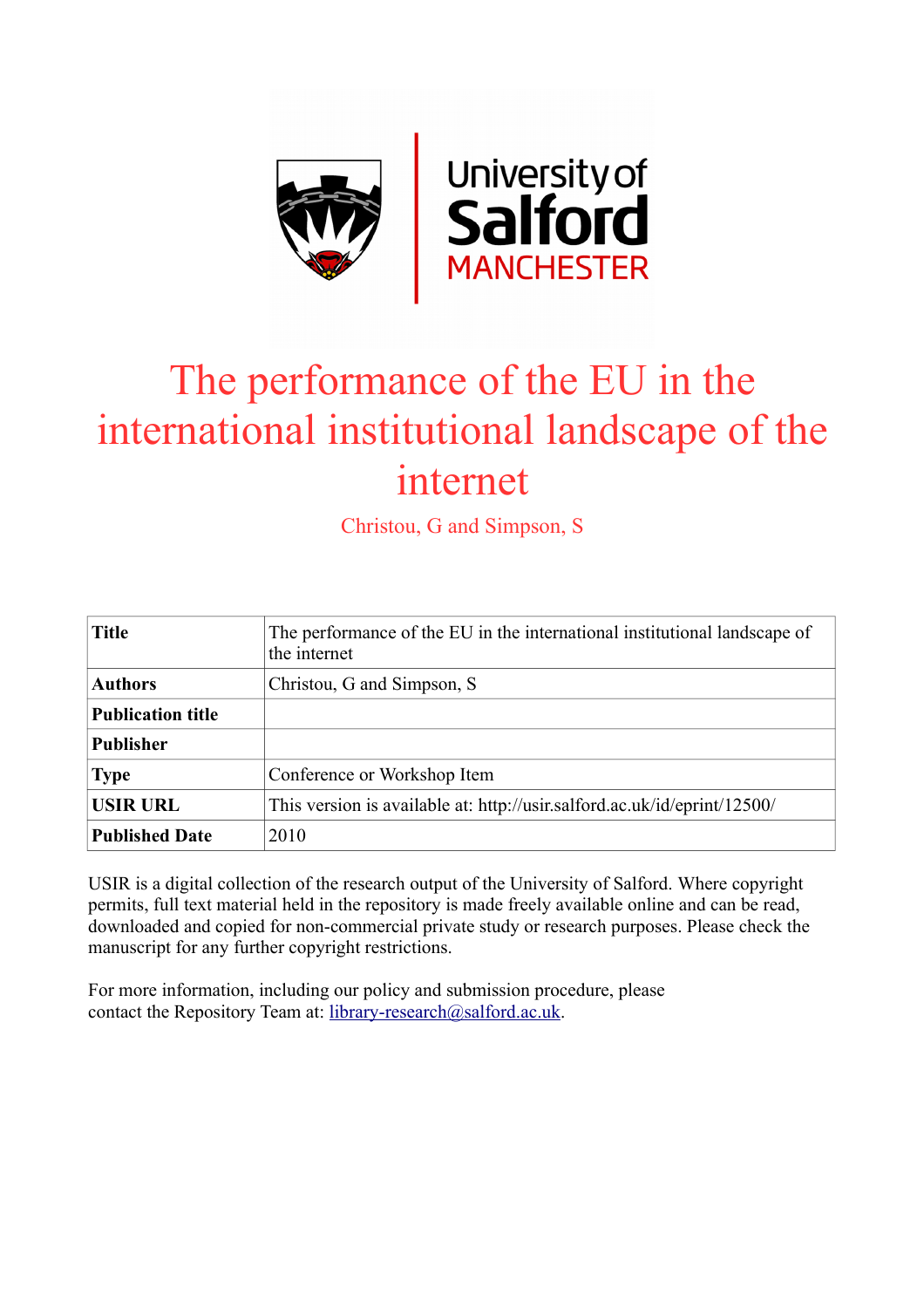# The performance of the EU in the international institutional landscape of the internet

Christou, G and Simpson, S

| Title | The performance of the EU in the international institutional landscape of the internet |
|---|---|
| Authors | Christou, G and Simpson, S |
| Publication title | |
| Publisher | |
| Type | Conference or Workshop Item |
| USIR URL | This version is available at: http://usir.salford.ac.uk/id/eprint/12500/ |
| Published Date | 2010 |

USIR is a digital collection of the research output of the University of Salford. Where copyright permits, full text material held in the repository is made freely available online and can be read, downloaded and copied for non-commercial private study or research purposes. Please check the manuscript for any further copyright restrictions.

For more information, including our policy and submission procedure, please contact the Repository Team at: library-research@salford.ac.uk.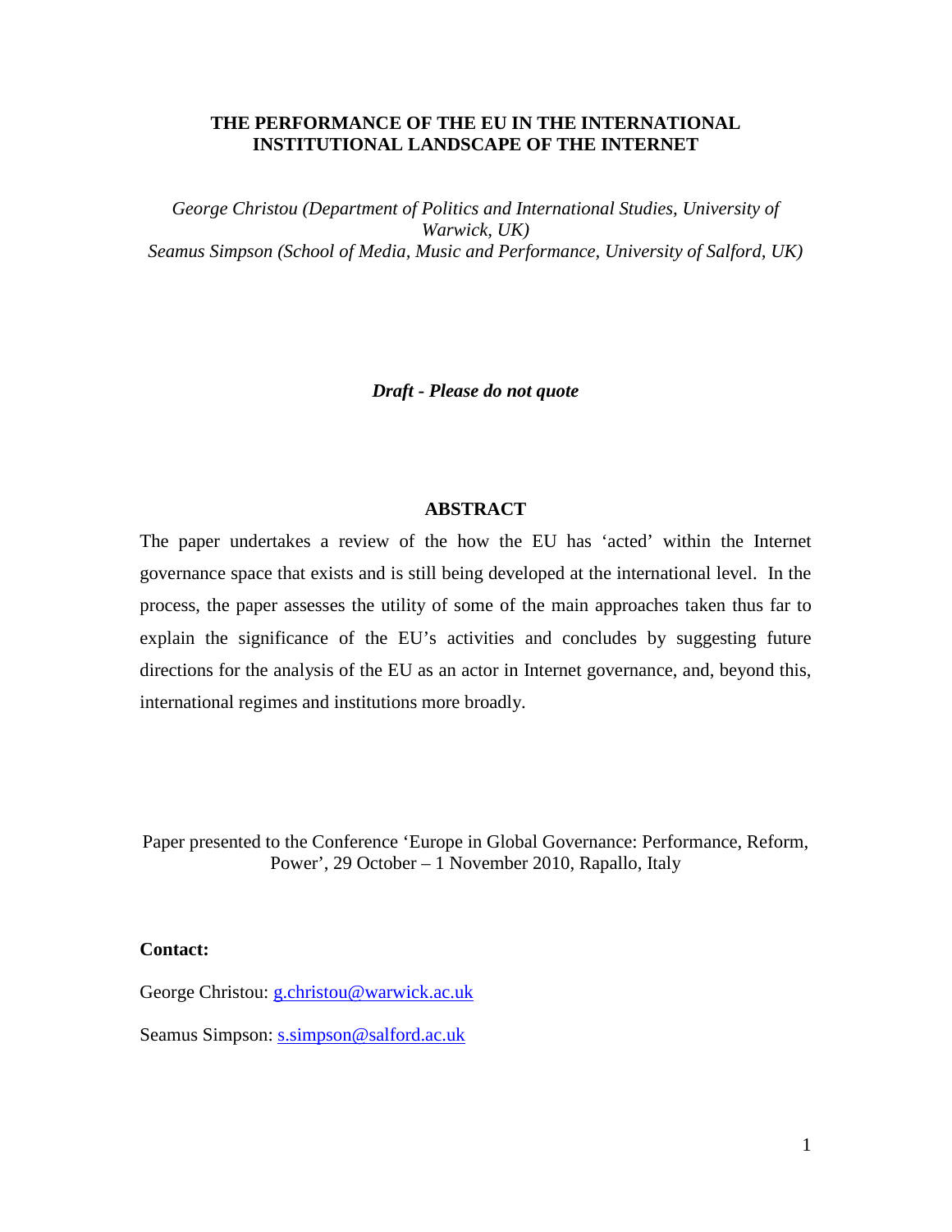**THE PERFORMANCE OF THE EU IN THE INTERNATIONAL INSTITUTIONAL LANDSCAPE OF THE INTERNET**

*George Christou (Department of Politics and International Studies, University of Warwick, UK)*
*Seamus Simpson (School of Media, Music and Performance, University of Salford, UK)*

***Draft - Please do not quote***

## ABSTRACT

The paper undertakes a review of the how the EU has 'acted' within the Internet governance space that exists and is still being developed at the international level. In the process, the paper assesses the utility of some of the main approaches taken thus far to explain the significance of the EU's activities and concludes by suggesting future directions for the analysis of the EU as an actor in Internet governance, and, beyond this, international regimes and institutions more broadly.

Paper presented to the Conference 'Europe in Global Governance: Performance, Reform, Power', 29 October – 1 November 2010, Rapallo, Italy

**Contact:**

George Christou: g.christou@warwick.ac.uk

Seamus Simpson: s.simpson@salford.ac.uk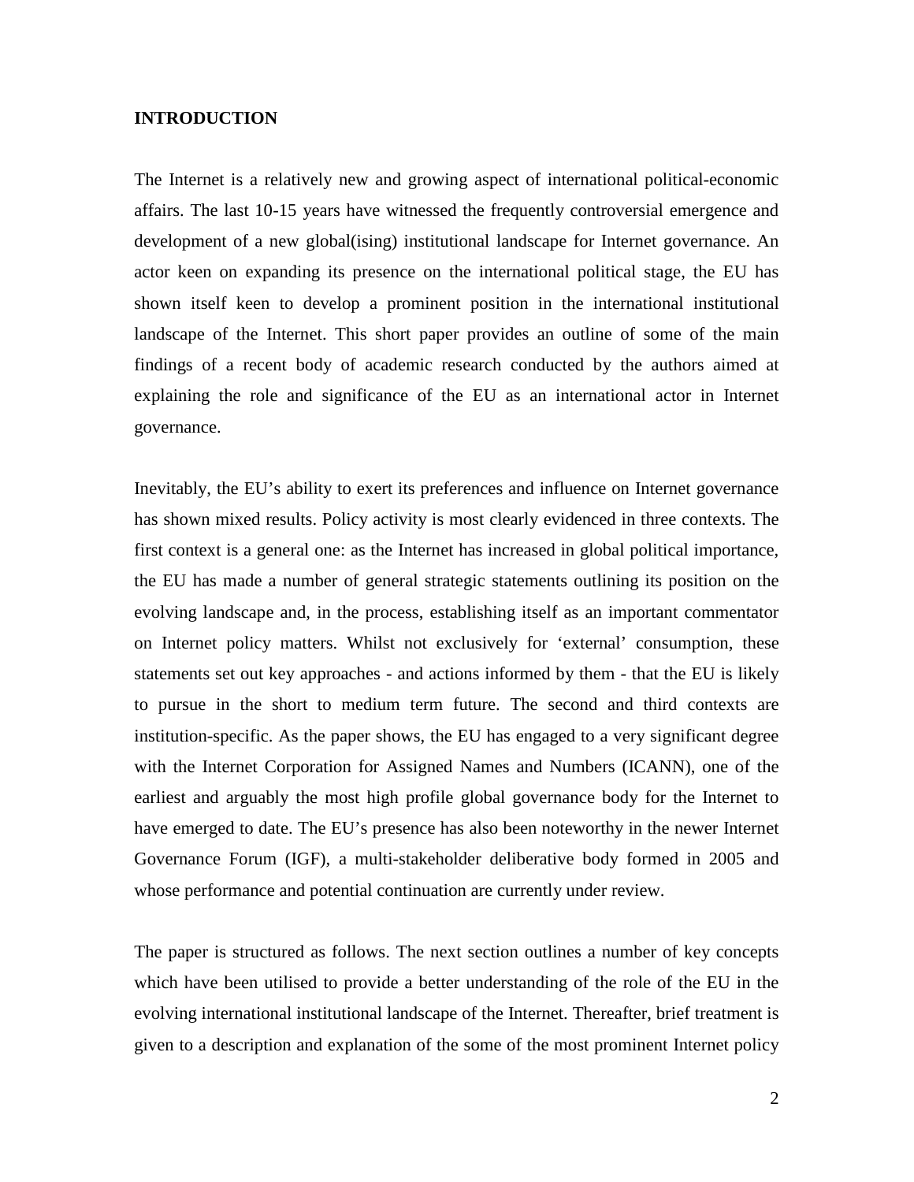## INTRODUCTION

The Internet is a relatively new and growing aspect of international political-economic affairs. The last 10-15 years have witnessed the frequently controversial emergence and development of a new global(ising) institutional landscape for Internet governance. An actor keen on expanding its presence on the international political stage, the EU has shown itself keen to develop a prominent position in the international institutional landscape of the Internet. This short paper provides an outline of some of the main findings of a recent body of academic research conducted by the authors aimed at explaining the role and significance of the EU as an international actor in Internet governance.

Inevitably, the EU's ability to exert its preferences and influence on Internet governance has shown mixed results. Policy activity is most clearly evidenced in three contexts. The first context is a general one: as the Internet has increased in global political importance, the EU has made a number of general strategic statements outlining its position on the evolving landscape and, in the process, establishing itself as an important commentator on Internet policy matters. Whilst not exclusively for 'external' consumption, these statements set out key approaches - and actions informed by them - that the EU is likely to pursue in the short to medium term future. The second and third contexts are institution-specific. As the paper shows, the EU has engaged to a very significant degree with the Internet Corporation for Assigned Names and Numbers (ICANN), one of the earliest and arguably the most high profile global governance body for the Internet to have emerged to date. The EU's presence has also been noteworthy in the newer Internet Governance Forum (IGF), a multi-stakeholder deliberative body formed in 2005 and whose performance and potential continuation are currently under review.

The paper is structured as follows. The next section outlines a number of key concepts which have been utilised to provide a better understanding of the role of the EU in the evolving international institutional landscape of the Internet. Thereafter, brief treatment is given to a description and explanation of the some of the most prominent Internet policy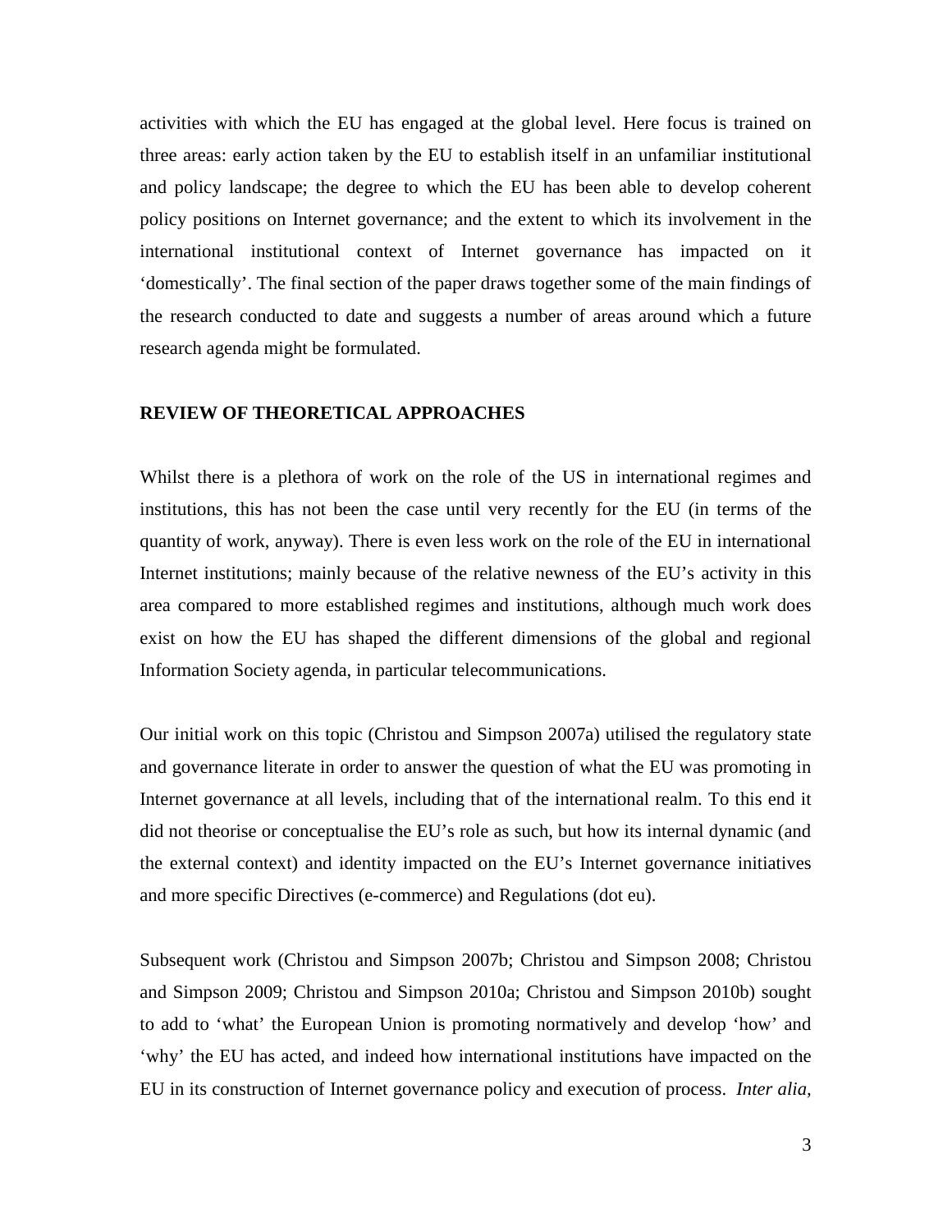activities with which the EU has engaged at the global level. Here focus is trained on three areas: early action taken by the EU to establish itself in an unfamiliar institutional and policy landscape; the degree to which the EU has been able to develop coherent policy positions on Internet governance; and the extent to which its involvement in the international institutional context of Internet governance has impacted on it 'domestically'. The final section of the paper draws together some of the main findings of the research conducted to date and suggests a number of areas around which a future research agenda might be formulated.

## REVIEW OF THEORETICAL APPROACHES

Whilst there is a plethora of work on the role of the US in international regimes and institutions, this has not been the case until very recently for the EU (in terms of the quantity of work, anyway). There is even less work on the role of the EU in international Internet institutions; mainly because of the relative newness of the EU's activity in this area compared to more established regimes and institutions, although much work does exist on how the EU has shaped the different dimensions of the global and regional Information Society agenda, in particular telecommunications.

Our initial work on this topic (Christou and Simpson 2007a) utilised the regulatory state and governance literate in order to answer the question of what the EU was promoting in Internet governance at all levels, including that of the international realm. To this end it did not theorise or conceptualise the EU's role as such, but how its internal dynamic (and the external context) and identity impacted on the EU's Internet governance initiatives and more specific Directives (e-commerce) and Regulations (dot eu).

Subsequent work (Christou and Simpson 2007b; Christou and Simpson 2008; Christou and Simpson 2009; Christou and Simpson 2010a; Christou and Simpson 2010b) sought to add to 'what' the European Union is promoting normatively and develop 'how' and 'why' the EU has acted, and indeed how international institutions have impacted on the EU in its construction of Internet governance policy and execution of process. *Inter alia,*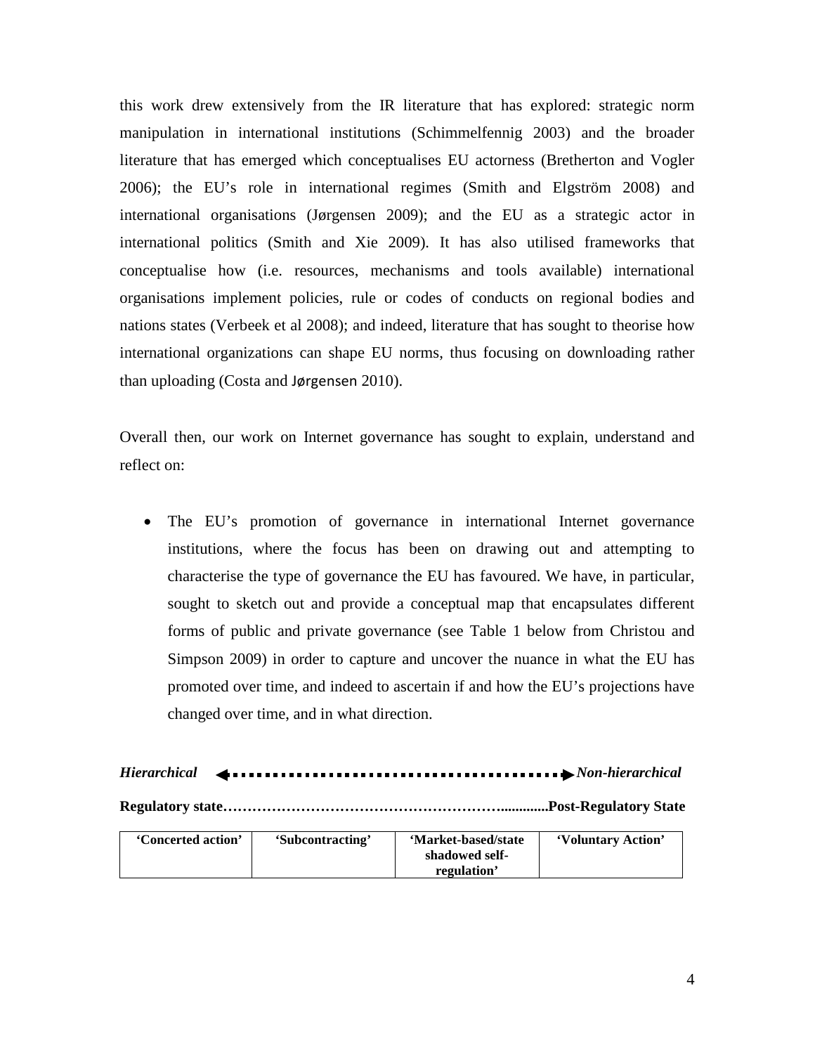this work drew extensively from the IR literature that has explored: strategic norm manipulation in international institutions (Schimmelfennig 2003) and the broader literature that has emerged which conceptualises EU actorness (Bretherton and Vogler 2006); the EU's role in international regimes (Smith and Elgström 2008) and international organisations (Jørgensen 2009); and the EU as a strategic actor in international politics (Smith and Xie 2009). It has also utilised frameworks that conceptualise how (i.e. resources, mechanisms and tools available) international organisations implement policies, rule or codes of conducts on regional bodies and nations states (Verbeek et al 2008); and indeed, literature that has sought to theorise how international organizations can shape EU norms, thus focusing on downloading rather than uploading (Costa and Jørgensen 2010).

Overall then, our work on Internet governance has sought to explain, understand and reflect on:

- The EU's promotion of governance in international Internet governance institutions, where the focus has been on drawing out and attempting to characterise the type of governance the EU has favoured. We have, in particular, sought to sketch out and provide a conceptual map that encapsulates different forms of public and private governance (see Table 1 below from Christou and Simpson 2009) in order to capture and uncover the nuance in what the EU has promoted over time, and indeed to ascertain if and how the EU's projections have changed over time, and in what direction.

***Hierarchical*** ◄·························► ***Non-hierarchical***

**Regulatory state……………………………………………………….............Post-Regulatory State**

| 'Concerted action' | 'Subcontracting' | 'Market-based/state shadowed self-regulation' | 'Voluntary Action' |
|---|---|---|---|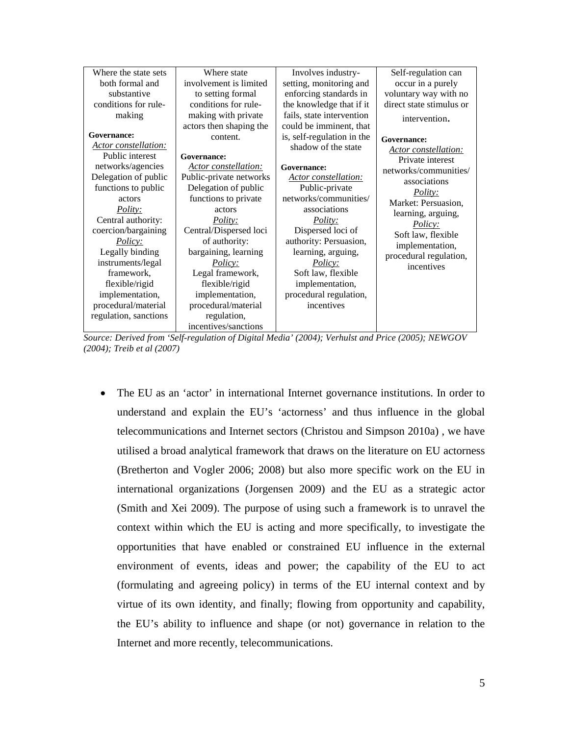| Where the state sets both formal and substantive conditions for rule-making<br><br>**Governance:**<br>*Actor constellation:*<br>Public interest networks/agencies<br>Delegation of public functions to public actors<br>*Polity:*<br>Central authority: coercion/bargaining<br>*Policy:*<br>Legally binding instruments/legal framework, flexible/rigid implementation, procedural/material regulation, sanctions | Where state involvement is limited to setting formal conditions for rule-making with private actors then shaping the content.<br><br>**Governance:**<br>*Actor constellation:*<br>Public-private networks<br>Delegation of public functions to private actors<br>*Polity:*<br>Central/Dispersed loci of authority: bargaining, learning<br>*Policy:*<br>Legal framework, flexible/rigid implementation, procedural/material regulation, incentives/sanctions | Involves industry-setting, monitoring and enforcing standards in the knowledge that if it fails, state intervention could be imminent, that is, self-regulation in the shadow of the state<br><br>**Governance:**<br>*Actor constellation:*<br>Public-private networks/communities/ associations<br>*Polity:*<br>Dispersed loci of authority: Persuasion, learning, arguing,<br>*Policy:*<br>Soft law, flexible implementation, procedural regulation, incentives | Self-regulation can occur in a purely voluntary way with no direct state stimulus or intervention.<br><br>**Governance:**<br>*Actor constellation:*<br>Private interest networks/communities/ associations<br>*Polity:*<br>Market: Persuasion, learning, arguing,<br>*Policy:*<br>Soft law, flexible implementation, procedural regulation, incentives |
|---|---|---|---|

*Source: Derived from 'Self-regulation of Digital Media' (2004); Verhulst and Price (2005); NEWGOV (2004); Treib et al (2007)*

- The EU as an 'actor' in international Internet governance institutions. In order to understand and explain the EU's 'actorness' and thus influence in the global telecommunications and Internet sectors (Christou and Simpson 2010a) , we have utilised a broad analytical framework that draws on the literature on EU actorness (Bretherton and Vogler 2006; 2008) but also more specific work on the EU in international organizations (Jorgensen 2009) and the EU as a strategic actor (Smith and Xei 2009). The purpose of using such a framework is to unravel the context within which the EU is acting and more specifically, to investigate the opportunities that have enabled or constrained EU influence in the external environment of events, ideas and power; the capability of the EU to act (formulating and agreeing policy) in terms of the EU internal context and by virtue of its own identity, and finally; flowing from opportunity and capability, the EU's ability to influence and shape (or not) governance in relation to the Internet and more recently, telecommunications.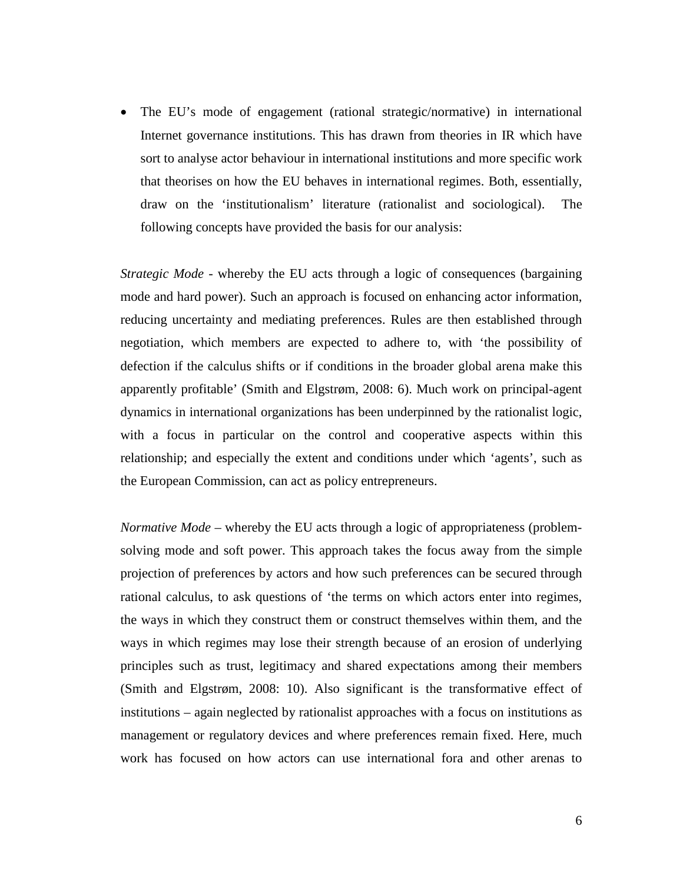- The EU's mode of engagement (rational strategic/normative) in international Internet governance institutions. This has drawn from theories in IR which have sort to analyse actor behaviour in international institutions and more specific work that theorises on how the EU behaves in international regimes. Both, essentially, draw on the 'institutionalism' literature (rationalist and sociological). The following concepts have provided the basis for our analysis:

*Strategic Mode* - whereby the EU acts through a logic of consequences (bargaining mode and hard power). Such an approach is focused on enhancing actor information, reducing uncertainty and mediating preferences. Rules are then established through negotiation, which members are expected to adhere to, with 'the possibility of defection if the calculus shifts or if conditions in the broader global arena make this apparently profitable' (Smith and Elgstrøm, 2008: 6). Much work on principal-agent dynamics in international organizations has been underpinned by the rationalist logic, with a focus in particular on the control and cooperative aspects within this relationship; and especially the extent and conditions under which 'agents', such as the European Commission, can act as policy entrepreneurs.

*Normative Mode* – whereby the EU acts through a logic of appropriateness (problem-solving mode and soft power. This approach takes the focus away from the simple projection of preferences by actors and how such preferences can be secured through rational calculus, to ask questions of 'the terms on which actors enter into regimes, the ways in which they construct them or construct themselves within them, and the ways in which regimes may lose their strength because of an erosion of underlying principles such as trust, legitimacy and shared expectations among their members (Smith and Elgstrøm, 2008: 10). Also significant is the transformative effect of institutions – again neglected by rationalist approaches with a focus on institutions as management or regulatory devices and where preferences remain fixed. Here, much work has focused on how actors can use international fora and other arenas to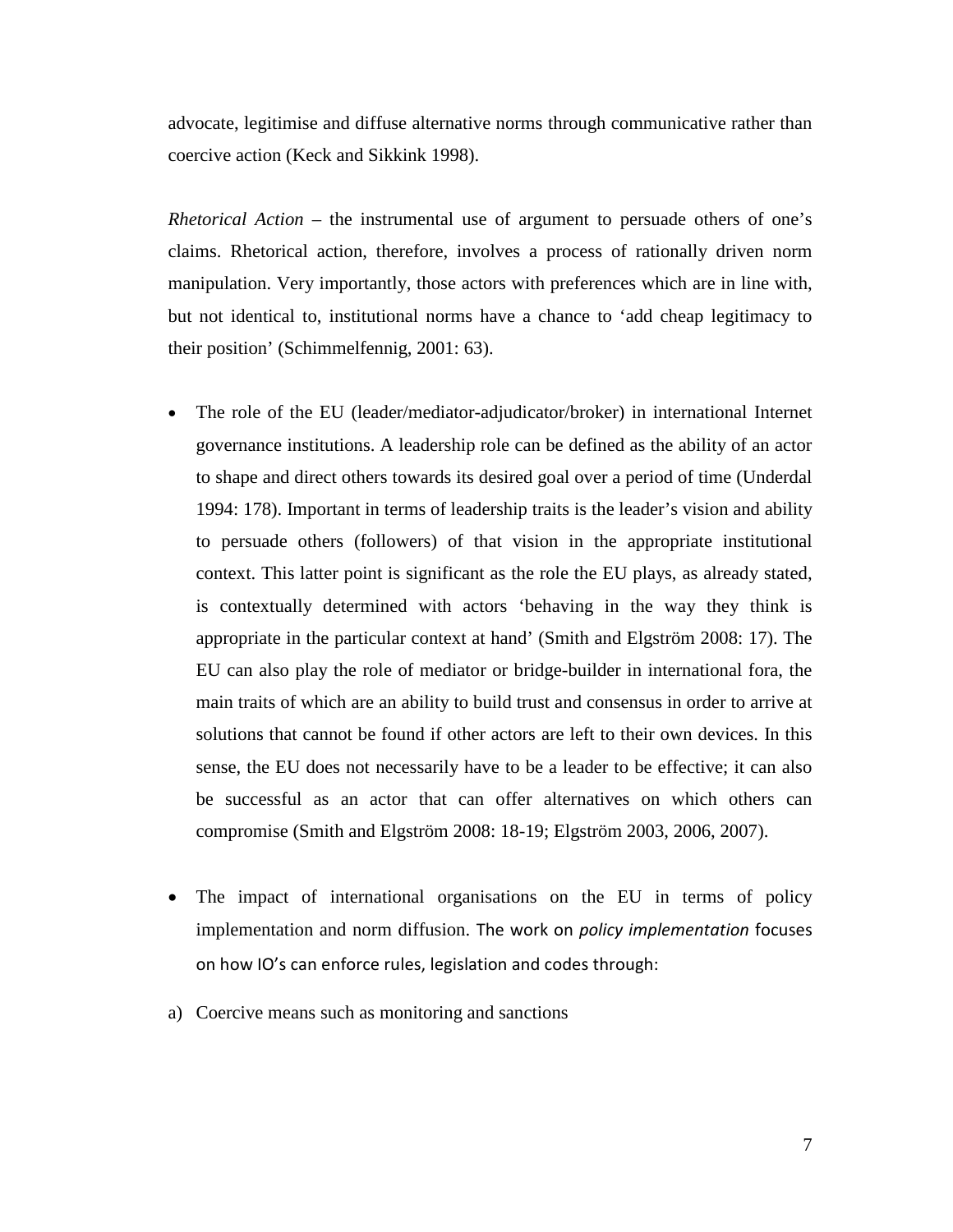advocate, legitimise and diffuse alternative norms through communicative rather than coercive action (Keck and Sikkink 1998).

*Rhetorical Action* – the instrumental use of argument to persuade others of one's claims. Rhetorical action, therefore, involves a process of rationally driven norm manipulation. Very importantly, those actors with preferences which are in line with, but not identical to, institutional norms have a chance to 'add cheap legitimacy to their position' (Schimmelfennig, 2001: 63).

- The role of the EU (leader/mediator-adjudicator/broker) in international Internet governance institutions. A leadership role can be defined as the ability of an actor to shape and direct others towards its desired goal over a period of time (Underdal 1994: 178). Important in terms of leadership traits is the leader's vision and ability to persuade others (followers) of that vision in the appropriate institutional context. This latter point is significant as the role the EU plays, as already stated, is contextually determined with actors 'behaving in the way they think is appropriate in the particular context at hand' (Smith and Elgström 2008: 17). The EU can also play the role of mediator or bridge-builder in international fora, the main traits of which are an ability to build trust and consensus in order to arrive at solutions that cannot be found if other actors are left to their own devices. In this sense, the EU does not necessarily have to be a leader to be effective; it can also be successful as an actor that can offer alternatives on which others can compromise (Smith and Elgström 2008: 18-19; Elgström 2003, 2006, 2007).

- The impact of international organisations on the EU in terms of policy implementation and norm diffusion. The work on *policy implementation* focuses on how IO's can enforce rules, legislation and codes through:

a) Coercive means such as monitoring and sanctions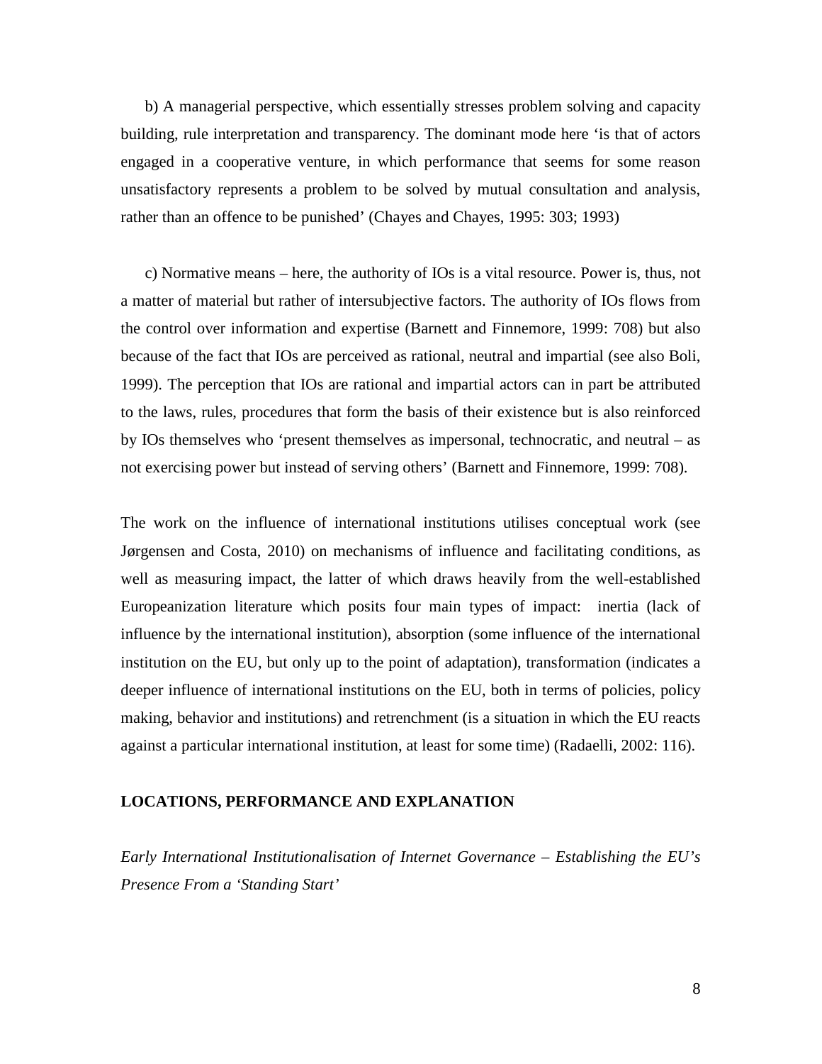b) A managerial perspective, which essentially stresses problem solving and capacity building, rule interpretation and transparency. The dominant mode here 'is that of actors engaged in a cooperative venture, in which performance that seems for some reason unsatisfactory represents a problem to be solved by mutual consultation and analysis, rather than an offence to be punished' (Chayes and Chayes, 1995: 303; 1993)

c) Normative means – here, the authority of IOs is a vital resource. Power is, thus, not a matter of material but rather of intersubjective factors. The authority of IOs flows from the control over information and expertise (Barnett and Finnemore, 1999: 708) but also because of the fact that IOs are perceived as rational, neutral and impartial (see also Boli, 1999). The perception that IOs are rational and impartial actors can in part be attributed to the laws, rules, procedures that form the basis of their existence but is also reinforced by IOs themselves who 'present themselves as impersonal, technocratic, and neutral – as not exercising power but instead of serving others' (Barnett and Finnemore, 1999: 708).

The work on the influence of international institutions utilises conceptual work (see Jørgensen and Costa, 2010) on mechanisms of influence and facilitating conditions, as well as measuring impact, the latter of which draws heavily from the well-established Europeanization literature which posits four main types of impact: inertia (lack of influence by the international institution), absorption (some influence of the international institution on the EU, but only up to the point of adaptation), transformation (indicates a deeper influence of international institutions on the EU, both in terms of policies, policy making, behavior and institutions) and retrenchment (is a situation in which the EU reacts against a particular international institution, at least for some time) (Radaelli, 2002: 116).

## LOCATIONS, PERFORMANCE AND EXPLANATION

### *Early International Institutionalisation of Internet Governance – Establishing the EU's Presence From a 'Standing Start'*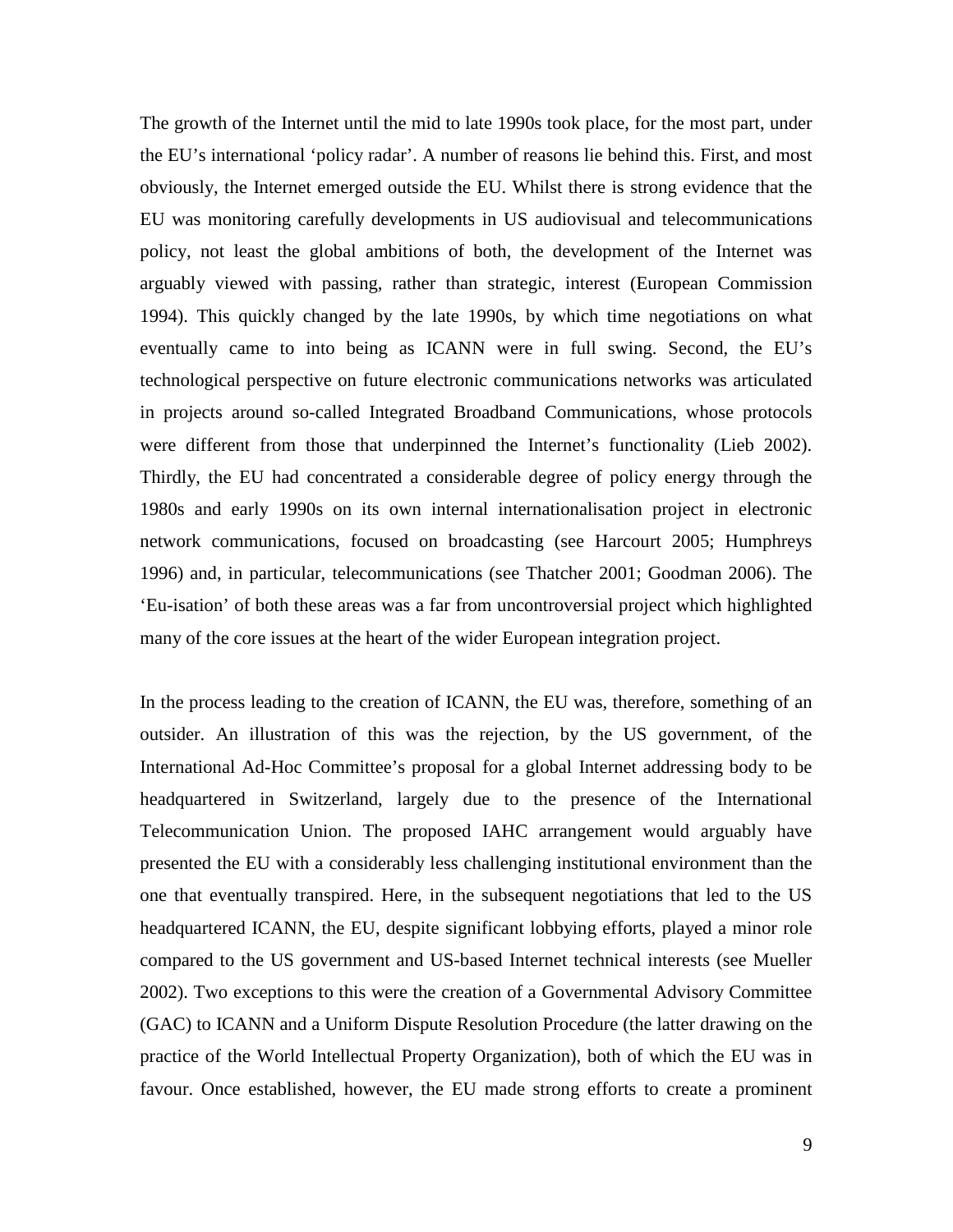The growth of the Internet until the mid to late 1990s took place, for the most part, under the EU's international 'policy radar'. A number of reasons lie behind this. First, and most obviously, the Internet emerged outside the EU. Whilst there is strong evidence that the EU was monitoring carefully developments in US audiovisual and telecommunications policy, not least the global ambitions of both, the development of the Internet was arguably viewed with passing, rather than strategic, interest (European Commission 1994). This quickly changed by the late 1990s, by which time negotiations on what eventually came to into being as ICANN were in full swing. Second, the EU's technological perspective on future electronic communications networks was articulated in projects around so-called Integrated Broadband Communications, whose protocols were different from those that underpinned the Internet's functionality (Lieb 2002). Thirdly, the EU had concentrated a considerable degree of policy energy through the 1980s and early 1990s on its own internal internationalisation project in electronic network communications, focused on broadcasting (see Harcourt 2005; Humphreys 1996) and, in particular, telecommunications (see Thatcher 2001; Goodman 2006). The 'Eu-isation' of both these areas was a far from uncontroversial project which highlighted many of the core issues at the heart of the wider European integration project.

In the process leading to the creation of ICANN, the EU was, therefore, something of an outsider. An illustration of this was the rejection, by the US government, of the International Ad-Hoc Committee's proposal for a global Internet addressing body to be headquartered in Switzerland, largely due to the presence of the International Telecommunication Union. The proposed IAHC arrangement would arguably have presented the EU with a considerably less challenging institutional environment than the one that eventually transpired. Here, in the subsequent negotiations that led to the US headquartered ICANN, the EU, despite significant lobbying efforts, played a minor role compared to the US government and US-based Internet technical interests (see Mueller 2002). Two exceptions to this were the creation of a Governmental Advisory Committee (GAC) to ICANN and a Uniform Dispute Resolution Procedure (the latter drawing on the practice of the World Intellectual Property Organization), both of which the EU was in favour. Once established, however, the EU made strong efforts to create a prominent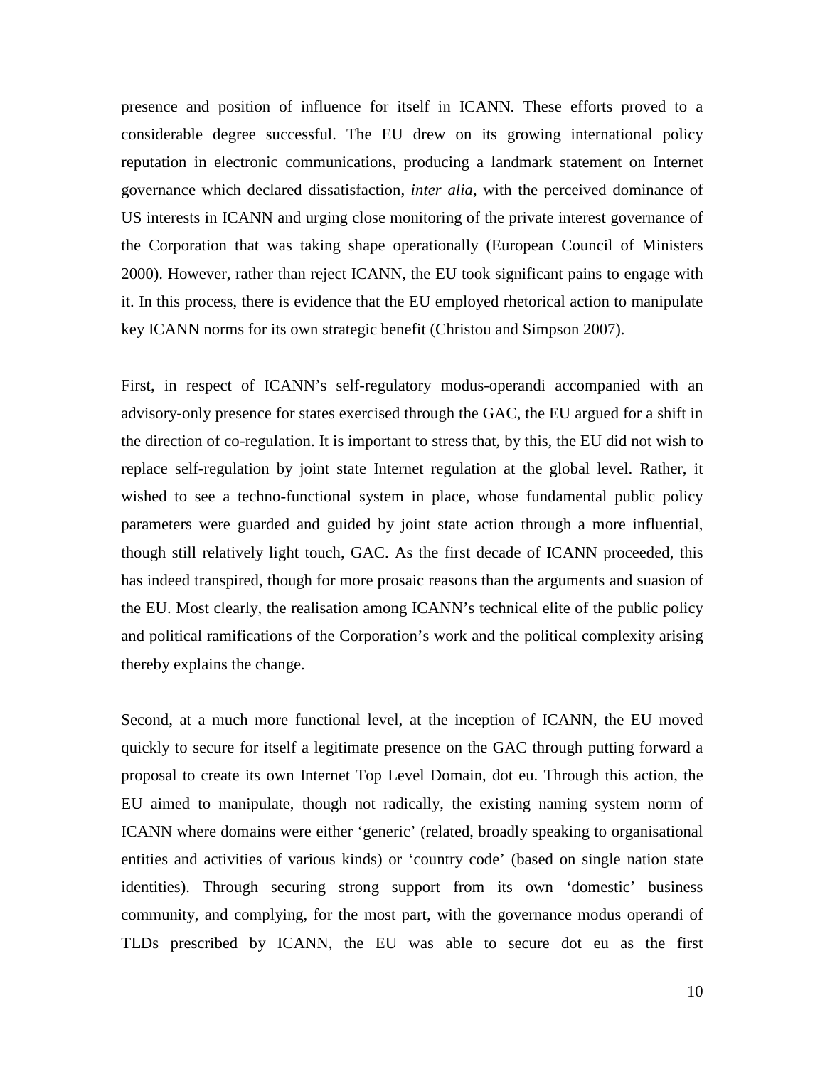presence and position of influence for itself in ICANN. These efforts proved to a considerable degree successful. The EU drew on its growing international policy reputation in electronic communications, producing a landmark statement on Internet governance which declared dissatisfaction, *inter alia*, with the perceived dominance of US interests in ICANN and urging close monitoring of the private interest governance of the Corporation that was taking shape operationally (European Council of Ministers 2000). However, rather than reject ICANN, the EU took significant pains to engage with it. In this process, there is evidence that the EU employed rhetorical action to manipulate key ICANN norms for its own strategic benefit (Christou and Simpson 2007).

First, in respect of ICANN's self-regulatory modus-operandi accompanied with an advisory-only presence for states exercised through the GAC, the EU argued for a shift in the direction of co-regulation. It is important to stress that, by this, the EU did not wish to replace self-regulation by joint state Internet regulation at the global level. Rather, it wished to see a techno-functional system in place, whose fundamental public policy parameters were guarded and guided by joint state action through a more influential, though still relatively light touch, GAC. As the first decade of ICANN proceeded, this has indeed transpired, though for more prosaic reasons than the arguments and suasion of the EU. Most clearly, the realisation among ICANN's technical elite of the public policy and political ramifications of the Corporation's work and the political complexity arising thereby explains the change.

Second, at a much more functional level, at the inception of ICANN, the EU moved quickly to secure for itself a legitimate presence on the GAC through putting forward a proposal to create its own Internet Top Level Domain, dot eu. Through this action, the EU aimed to manipulate, though not radically, the existing naming system norm of ICANN where domains were either 'generic' (related, broadly speaking to organisational entities and activities of various kinds) or 'country code' (based on single nation state identities). Through securing strong support from its own 'domestic' business community, and complying, for the most part, with the governance modus operandi of TLDs prescribed by ICANN, the EU was able to secure dot eu as the first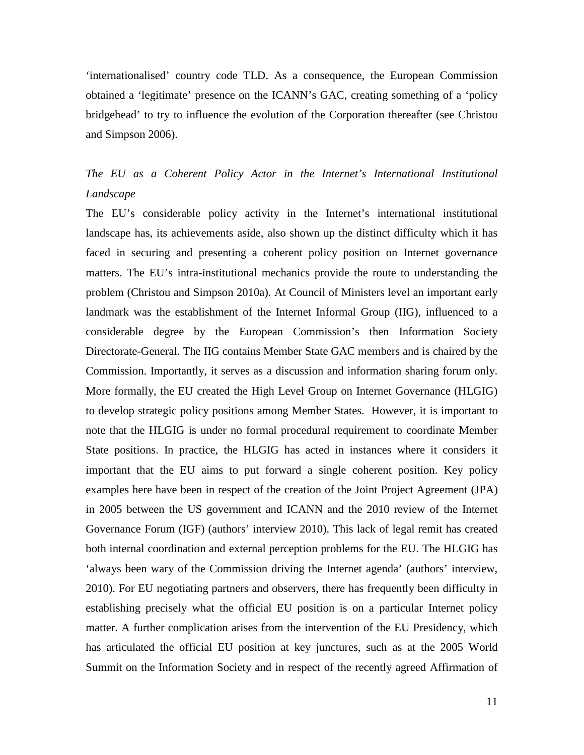'internationalised' country code TLD. As a consequence, the European Commission obtained a 'legitimate' presence on the ICANN's GAC, creating something of a 'policy bridgehead' to try to influence the evolution of the Corporation thereafter (see Christou and Simpson 2006).

### *The EU as a Coherent Policy Actor in the Internet's International Institutional Landscape*

The EU's considerable policy activity in the Internet's international institutional landscape has, its achievements aside, also shown up the distinct difficulty which it has faced in securing and presenting a coherent policy position on Internet governance matters. The EU's intra-institutional mechanics provide the route to understanding the problem (Christou and Simpson 2010a). At Council of Ministers level an important early landmark was the establishment of the Internet Informal Group (IIG), influenced to a considerable degree by the European Commission's then Information Society Directorate-General. The IIG contains Member State GAC members and is chaired by the Commission. Importantly, it serves as a discussion and information sharing forum only. More formally, the EU created the High Level Group on Internet Governance (HLGIG) to develop strategic policy positions among Member States. However, it is important to note that the HLGIG is under no formal procedural requirement to coordinate Member State positions. In practice, the HLGIG has acted in instances where it considers it important that the EU aims to put forward a single coherent position. Key policy examples here have been in respect of the creation of the Joint Project Agreement (JPA) in 2005 between the US government and ICANN and the 2010 review of the Internet Governance Forum (IGF) (authors' interview 2010). This lack of legal remit has created both internal coordination and external perception problems for the EU. The HLGIG has 'always been wary of the Commission driving the Internet agenda' (authors' interview, 2010). For EU negotiating partners and observers, there has frequently been difficulty in establishing precisely what the official EU position is on a particular Internet policy matter. A further complication arises from the intervention of the EU Presidency, which has articulated the official EU position at key junctures, such as at the 2005 World Summit on the Information Society and in respect of the recently agreed Affirmation of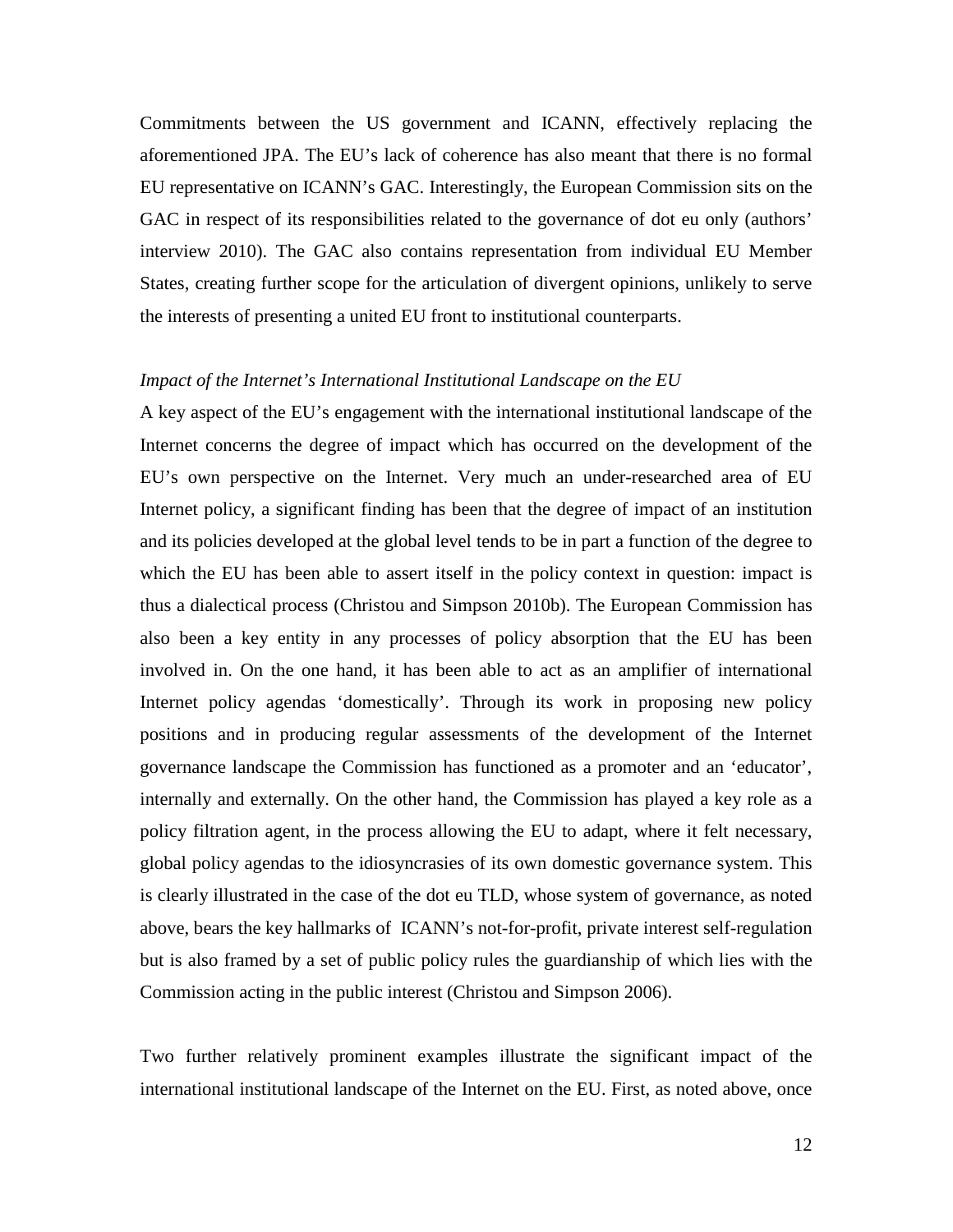Commitments between the US government and ICANN, effectively replacing the aforementioned JPA. The EU's lack of coherence has also meant that there is no formal EU representative on ICANN's GAC. Interestingly, the European Commission sits on the GAC in respect of its responsibilities related to the governance of dot eu only (authors' interview 2010). The GAC also contains representation from individual EU Member States, creating further scope for the articulation of divergent opinions, unlikely to serve the interests of presenting a united EU front to institutional counterparts.

*Impact of the Internet's International Institutional Landscape on the EU*

A key aspect of the EU's engagement with the international institutional landscape of the Internet concerns the degree of impact which has occurred on the development of the EU's own perspective on the Internet. Very much an under-researched area of EU Internet policy, a significant finding has been that the degree of impact of an institution and its policies developed at the global level tends to be in part a function of the degree to which the EU has been able to assert itself in the policy context in question: impact is thus a dialectical process (Christou and Simpson 2010b). The European Commission has also been a key entity in any processes of policy absorption that the EU has been involved in. On the one hand, it has been able to act as an amplifier of international Internet policy agendas 'domestically'. Through its work in proposing new policy positions and in producing regular assessments of the development of the Internet governance landscape the Commission has functioned as a promoter and an 'educator', internally and externally. On the other hand, the Commission has played a key role as a policy filtration agent, in the process allowing the EU to adapt, where it felt necessary, global policy agendas to the idiosyncrasies of its own domestic governance system. This is clearly illustrated in the case of the dot eu TLD, whose system of governance, as noted above, bears the key hallmarks of ICANN's not-for-profit, private interest self-regulation but is also framed by a set of public policy rules the guardianship of which lies with the Commission acting in the public interest (Christou and Simpson 2006).

Two further relatively prominent examples illustrate the significant impact of the international institutional landscape of the Internet on the EU. First, as noted above, once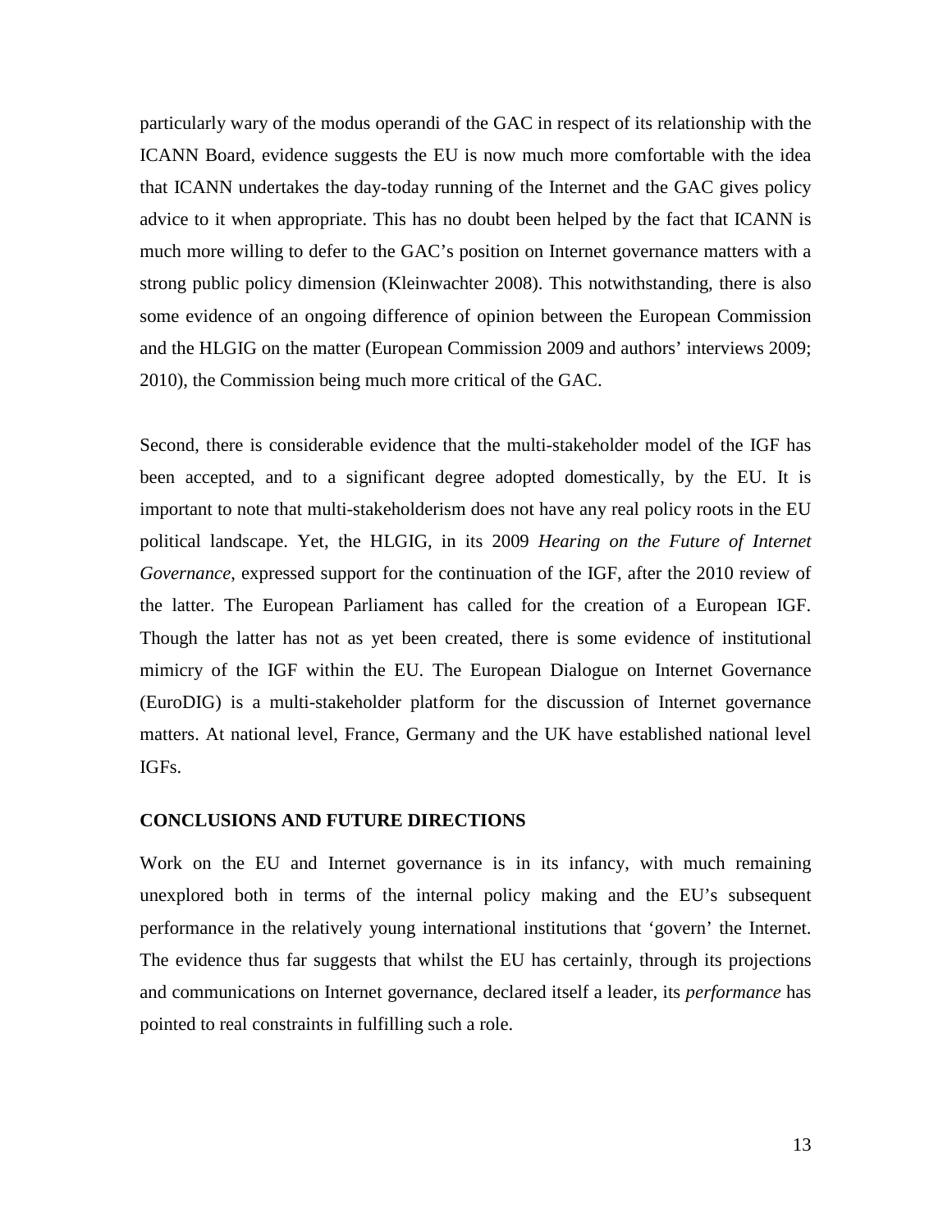particularly wary of the modus operandi of the GAC in respect of its relationship with the ICANN Board, evidence suggests the EU is now much more comfortable with the idea that ICANN undertakes the day-today running of the Internet and the GAC gives policy advice to it when appropriate. This has no doubt been helped by the fact that ICANN is much more willing to defer to the GAC's position on Internet governance matters with a strong public policy dimension (Kleinwachter 2008). This notwithstanding, there is also some evidence of an ongoing difference of opinion between the European Commission and the HLGIG on the matter (European Commission 2009 and authors' interviews 2009; 2010), the Commission being much more critical of the GAC.

Second, there is considerable evidence that the multi-stakeholder model of the IGF has been accepted, and to a significant degree adopted domestically, by the EU. It is important to note that multi-stakeholderism does not have any real policy roots in the EU political landscape. Yet, the HLGIG, in its 2009 *Hearing on the Future of Internet Governance*, expressed support for the continuation of the IGF, after the 2010 review of the latter. The European Parliament has called for the creation of a European IGF. Though the latter has not as yet been created, there is some evidence of institutional mimicry of the IGF within the EU. The European Dialogue on Internet Governance (EuroDIG) is a multi-stakeholder platform for the discussion of Internet governance matters. At national level, France, Germany and the UK have established national level IGFs.

## CONCLUSIONS AND FUTURE DIRECTIONS

Work on the EU and Internet governance is in its infancy, with much remaining unexplored both in terms of the internal policy making and the EU's subsequent performance in the relatively young international institutions that 'govern' the Internet. The evidence thus far suggests that whilst the EU has certainly, through its projections and communications on Internet governance, declared itself a leader, its *performance* has pointed to real constraints in fulfilling such a role.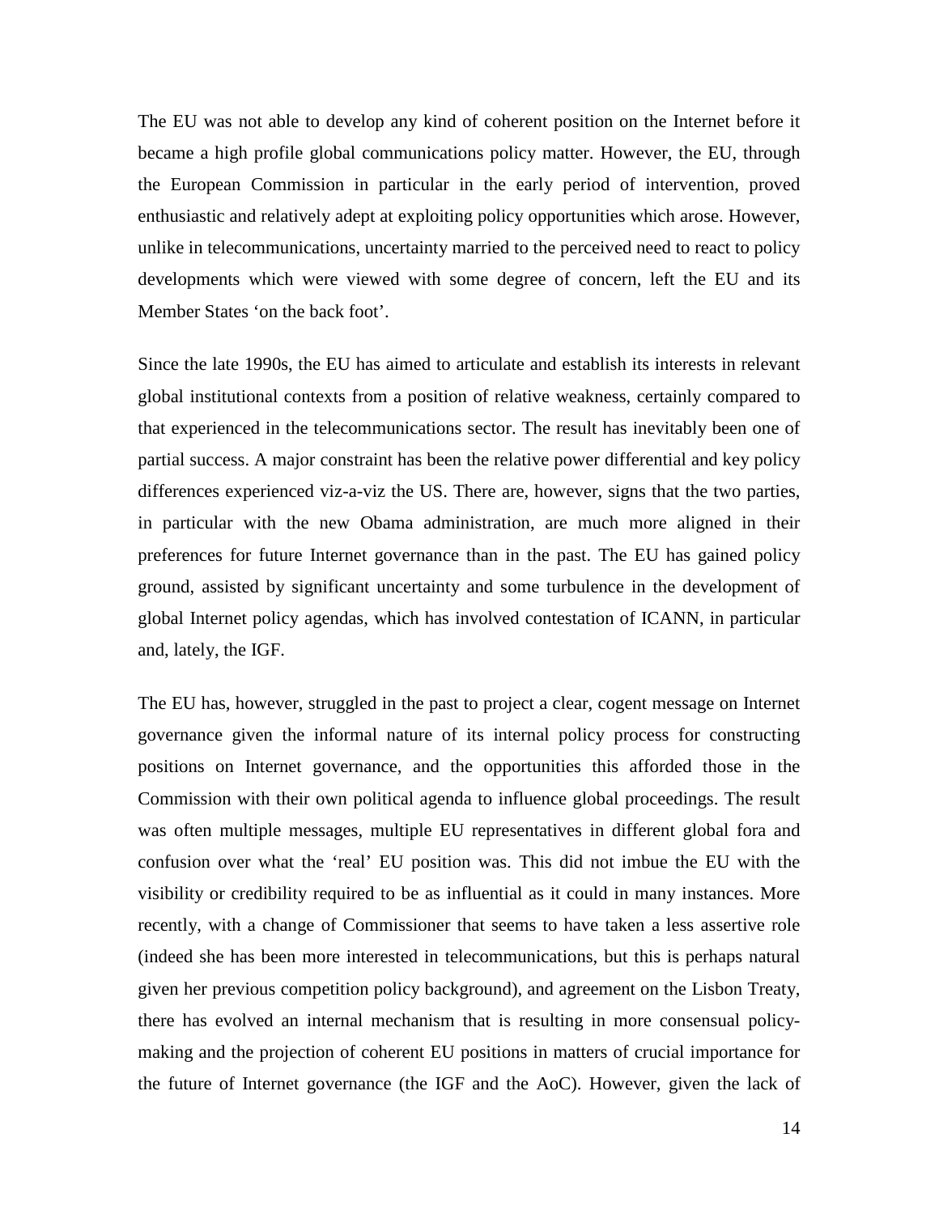The EU was not able to develop any kind of coherent position on the Internet before it became a high profile global communications policy matter. However, the EU, through the European Commission in particular in the early period of intervention, proved enthusiastic and relatively adept at exploiting policy opportunities which arose. However, unlike in telecommunications, uncertainty married to the perceived need to react to policy developments which were viewed with some degree of concern, left the EU and its Member States 'on the back foot'.

Since the late 1990s, the EU has aimed to articulate and establish its interests in relevant global institutional contexts from a position of relative weakness, certainly compared to that experienced in the telecommunications sector. The result has inevitably been one of partial success. A major constraint has been the relative power differential and key policy differences experienced viz-a-viz the US. There are, however, signs that the two parties, in particular with the new Obama administration, are much more aligned in their preferences for future Internet governance than in the past. The EU has gained policy ground, assisted by significant uncertainty and some turbulence in the development of global Internet policy agendas, which has involved contestation of ICANN, in particular and, lately, the IGF.

The EU has, however, struggled in the past to project a clear, cogent message on Internet governance given the informal nature of its internal policy process for constructing positions on Internet governance, and the opportunities this afforded those in the Commission with their own political agenda to influence global proceedings. The result was often multiple messages, multiple EU representatives in different global fora and confusion over what the 'real' EU position was. This did not imbue the EU with the visibility or credibility required to be as influential as it could in many instances. More recently, with a change of Commissioner that seems to have taken a less assertive role (indeed she has been more interested in telecommunications, but this is perhaps natural given her previous competition policy background), and agreement on the Lisbon Treaty, there has evolved an internal mechanism that is resulting in more consensual policy-making and the projection of coherent EU positions in matters of crucial importance for the future of Internet governance (the IGF and the AoC). However, given the lack of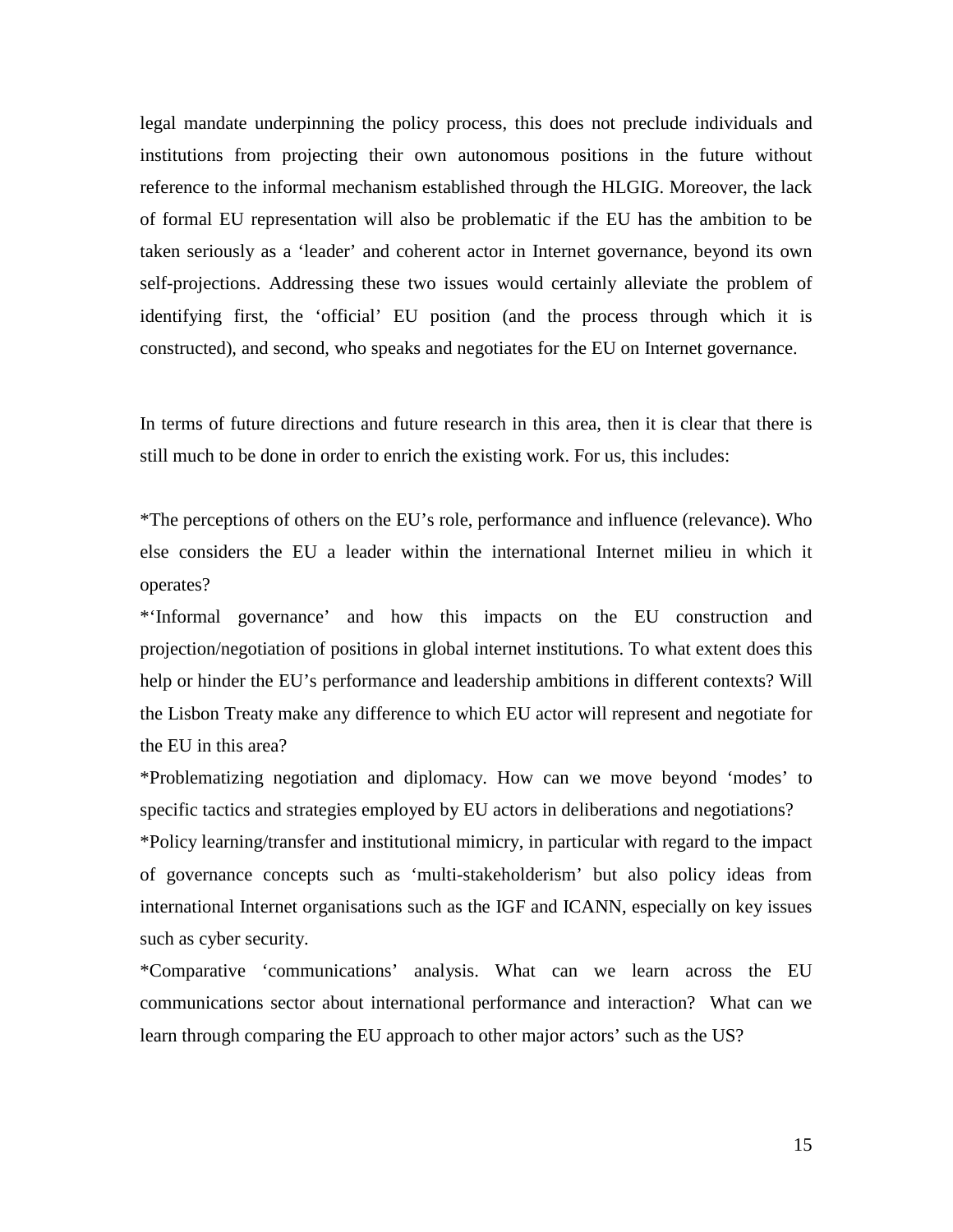legal mandate underpinning the policy process, this does not preclude individuals and institutions from projecting their own autonomous positions in the future without reference to the informal mechanism established through the HLGIG. Moreover, the lack of formal EU representation will also be problematic if the EU has the ambition to be taken seriously as a 'leader' and coherent actor in Internet governance, beyond its own self-projections. Addressing these two issues would certainly alleviate the problem of identifying first, the 'official' EU position (and the process through which it is constructed), and second, who speaks and negotiates for the EU on Internet governance.

In terms of future directions and future research in this area, then it is clear that there is still much to be done in order to enrich the existing work. For us, this includes:

*The perceptions of others on the EU's role, performance and influence (relevance). Who else considers the EU a leader within the international Internet milieu in which it operates?

*'Informal governance' and how this impacts on the EU construction and projection/negotiation of positions in global internet institutions. To what extent does this help or hinder the EU's performance and leadership ambitions in different contexts? Will the Lisbon Treaty make any difference to which EU actor will represent and negotiate for the EU in this area?

*Problematizing negotiation and diplomacy. How can we move beyond 'modes' to specific tactics and strategies employed by EU actors in deliberations and negotiations?

*Policy learning/transfer and institutional mimicry, in particular with regard to the impact of governance concepts such as 'multi-stakeholderism' but also policy ideas from international Internet organisations such as the IGF and ICANN, especially on key issues such as cyber security.

*Comparative 'communications' analysis. What can we learn across the EU communications sector about international performance and interaction? What can we learn through comparing the EU approach to other major actors' such as the US?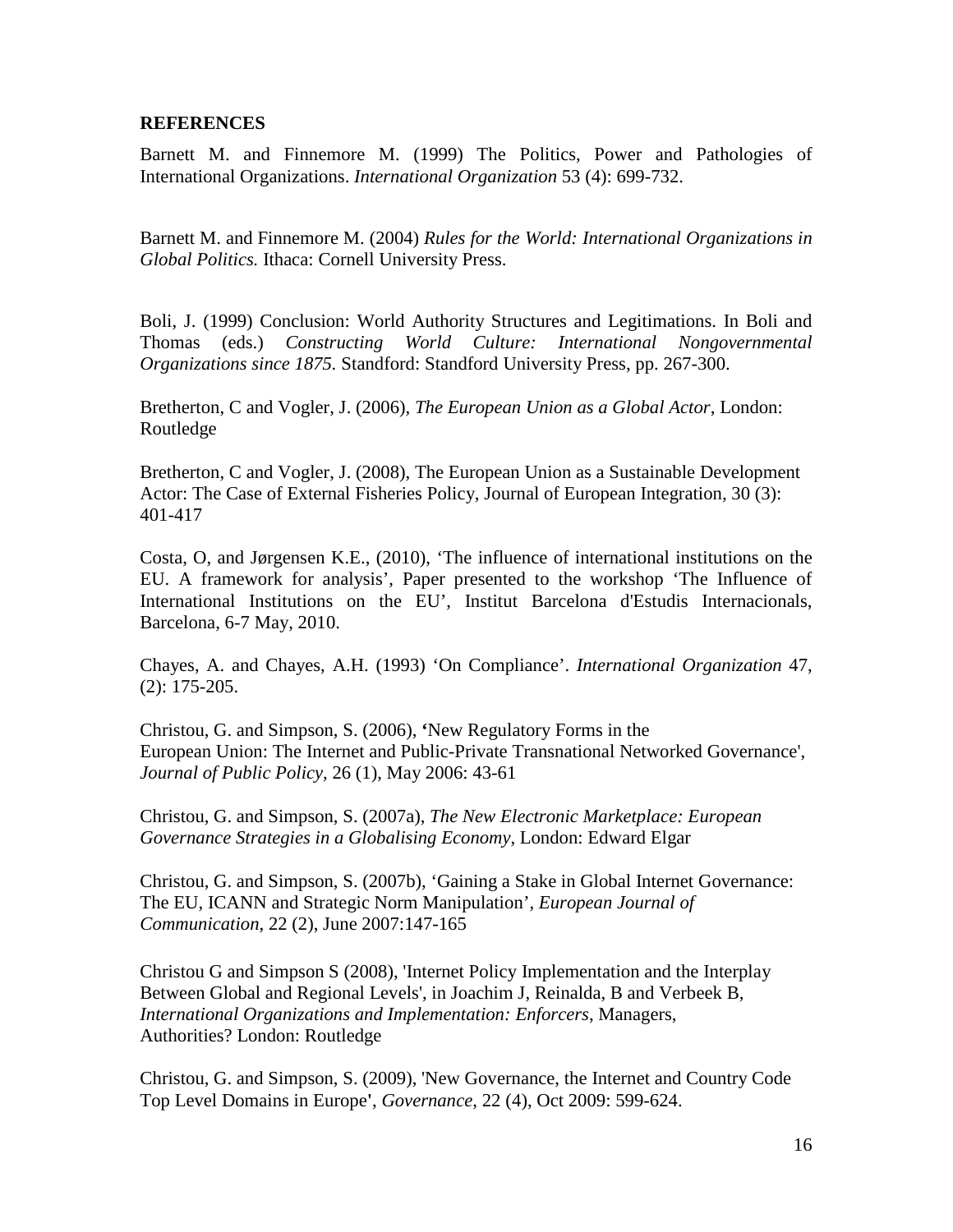**REFERENCES**

Barnett M. and Finnemore M. (1999) The Politics, Power and Pathologies of International Organizations. *International Organization* 53 (4): 699-732.

Barnett M. and Finnemore M. (2004) *Rules for the World: International Organizations in Global Politics.* Ithaca: Cornell University Press.

Boli, J. (1999) Conclusion: World Authority Structures and Legitimations. In Boli and Thomas (eds.) *Constructing World Culture: International Nongovernmental Organizations since 1875.* Standford: Standford University Press, pp. 267-300.

Bretherton, C and Vogler, J. (2006), *The European Union as a Global Actor*, London: Routledge

Bretherton, C and Vogler, J. (2008), The European Union as a Sustainable Development Actor: The Case of External Fisheries Policy, Journal of European Integration, 30 (3): 401-417

Costa, O, and Jørgensen K.E., (2010), 'The influence of international institutions on the EU. A framework for analysis', Paper presented to the workshop 'The Influence of International Institutions on the EU', Institut Barcelona d'Estudis Internacionals, Barcelona, 6-7 May, 2010.

Chayes, A. and Chayes, A.H. (1993) 'On Compliance'. *International Organization* 47, (2): 175-205.

Christou, G. and Simpson, S. (2006), 'New Regulatory Forms in the European Union: The Internet and Public-Private Transnational Networked Governance', *Journal of Public Policy,* 26 (1), May 2006: 43-61

Christou, G. and Simpson, S. (2007a), *The New Electronic Marketplace: European Governance Strategies in a Globalising Economy*, London: Edward Elgar

Christou, G. and Simpson, S. (2007b), 'Gaining a Stake in Global Internet Governance: The EU, ICANN and Strategic Norm Manipulation', *European Journal of Communication,* 22 (2), June 2007:147-165

Christou G and Simpson S (2008), 'Internet Policy Implementation and the Interplay Between Global and Regional Levels', in Joachim J, Reinalda, B and Verbeek B, *International Organizations and Implementation: Enforcers*, Managers, Authorities? London: Routledge

Christou, G. and Simpson, S. (2009), 'New Governance, the Internet and Country Code Top Level Domains in Europe', *Governance*, 22 (4), Oct 2009: 599-624.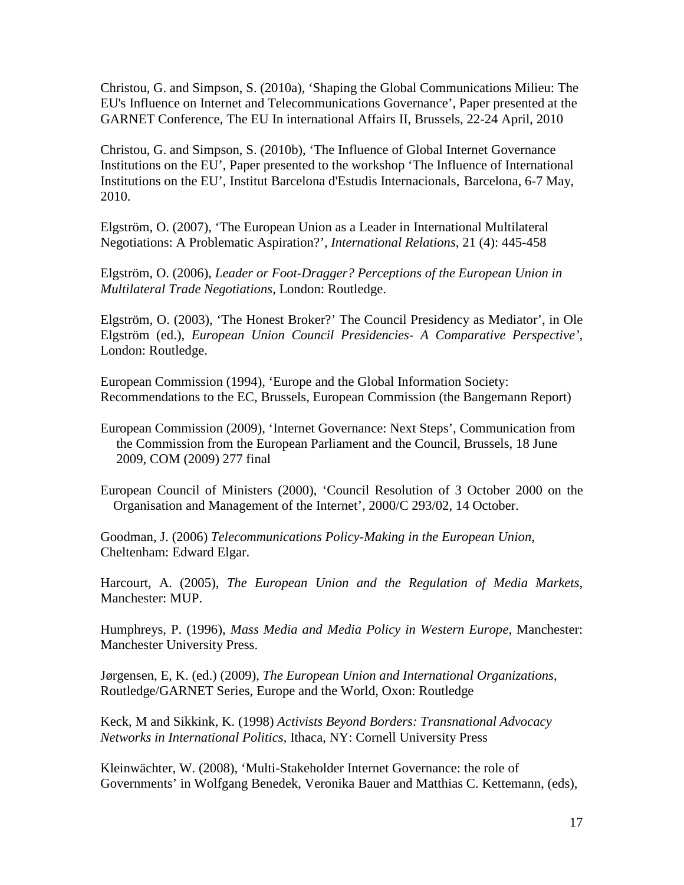Christou, G. and Simpson, S. (2010a), 'Shaping the Global Communications Milieu: The EU's Influence on Internet and Telecommunications Governance', Paper presented at the GARNET Conference, The EU In international Affairs II, Brussels, 22-24 April, 2010

Christou, G. and Simpson, S. (2010b), 'The Influence of Global Internet Governance Institutions on the EU', Paper presented to the workshop 'The Influence of International Institutions on the EU', Institut Barcelona d'Estudis Internacionals, Barcelona, 6-7 May, 2010.

Elgström, O. (2007), 'The European Union as a Leader in International Multilateral Negotiations: A Problematic Aspiration?', *International Relations*, 21 (4): 445-458

Elgström, O. (2006), *Leader or Foot-Dragger? Perceptions of the European Union in Multilateral Trade Negotiations*, London: Routledge.

Elgström, O. (2003), 'The Honest Broker?' The Council Presidency as Mediator', in Ole Elgström (ed.), *European Union Council Presidencies- A Comparative Perspective'*, London: Routledge.

European Commission (1994), 'Europe and the Global Information Society: Recommendations to the EC, Brussels, European Commission (the Bangemann Report)

European Commission (2009), 'Internet Governance: Next Steps', Communication from the Commission from the European Parliament and the Council, Brussels, 18 June 2009, COM (2009) 277 final

European Council of Ministers (2000), 'Council Resolution of 3 October 2000 on the Organisation and Management of the Internet', 2000/C 293/02, 14 October.

Goodman, J. (2006) *Telecommunications Policy-Making in the European Union*, Cheltenham: Edward Elgar.

Harcourt, A. (2005), *The European Union and the Regulation of Media Markets*, Manchester: MUP.

Humphreys, P. (1996), *Mass Media and Media Policy in Western Europe*, Manchester: Manchester University Press.

Jørgensen, E, K. (ed.) (2009), *The European Union and International Organizations*, Routledge/GARNET Series, Europe and the World, Oxon: Routledge

Keck, M and Sikkink, K. (1998) *Activists Beyond Borders: Transnational Advocacy Networks in International Politics*, Ithaca, NY: Cornell University Press

Kleinwächter, W. (2008), 'Multi-Stakeholder Internet Governance: the role of Governments' in Wolfgang Benedek, Veronika Bauer and Matthias C. Kettemann, (eds),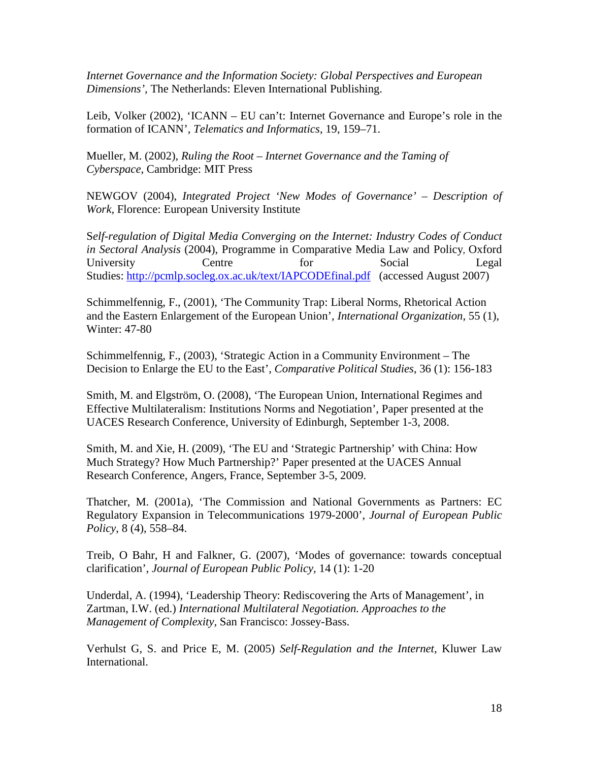*Internet Governance and the Information Society: Global Perspectives and European Dimensions'*, The Netherlands: Eleven International Publishing.

Leib, Volker (2002), 'ICANN – EU can't: Internet Governance and Europe's role in the formation of ICANN', *Telematics and Informatics*, 19, 159–71.

Mueller, M. (2002), *Ruling the Root – Internet Governance and the Taming of Cyberspace*, Cambridge: MIT Press

NEWGOV (2004), *Integrated Project 'New Modes of Governance' – Description of Work*, Florence: European University Institute

*Self-regulation of Digital Media Converging on the Internet: Industry Codes of Conduct in Sectoral Analysis* (2004), Programme in Comparative Media Law and Policy, Oxford University Centre for Social Legal Studies: http://pcmlp.socleg.ox.ac.uk/text/IAPCODEfinal.pdf (accessed August 2007)

Schimmelfennig, F., (2001), 'The Community Trap: Liberal Norms, Rhetorical Action and the Eastern Enlargement of the European Union', *International Organization*, 55 (1), Winter: 47-80

Schimmelfennig, F., (2003), 'Strategic Action in a Community Environment – The Decision to Enlarge the EU to the East', *Comparative Political Studies*, 36 (1): 156-183

Smith, M. and Elgström, O. (2008), 'The European Union, International Regimes and Effective Multilateralism: Institutions Norms and Negotiation', Paper presented at the UACES Research Conference, University of Edinburgh, September 1-3, 2008.

Smith, M. and Xie, H. (2009), 'The EU and 'Strategic Partnership' with China: How Much Strategy? How Much Partnership?' Paper presented at the UACES Annual Research Conference, Angers, France, September 3-5, 2009.

Thatcher, M. (2001a), 'The Commission and National Governments as Partners: EC Regulatory Expansion in Telecommunications 1979-2000', *Journal of European Public Policy*, 8 (4), 558–84.

Treib, O Bahr, H and Falkner, G. (2007), 'Modes of governance: towards conceptual clarification', *Journal of European Public Policy*, 14 (1): 1-20

Underdal, A. (1994), 'Leadership Theory: Rediscovering the Arts of Management', in Zartman, I.W. (ed.) *International Multilateral Negotiation. Approaches to the Management of Complexity*, San Francisco: Jossey-Bass.

Verhulst G, S. and Price E, M. (2005) *Self-Regulation and the Internet*, Kluwer Law International.